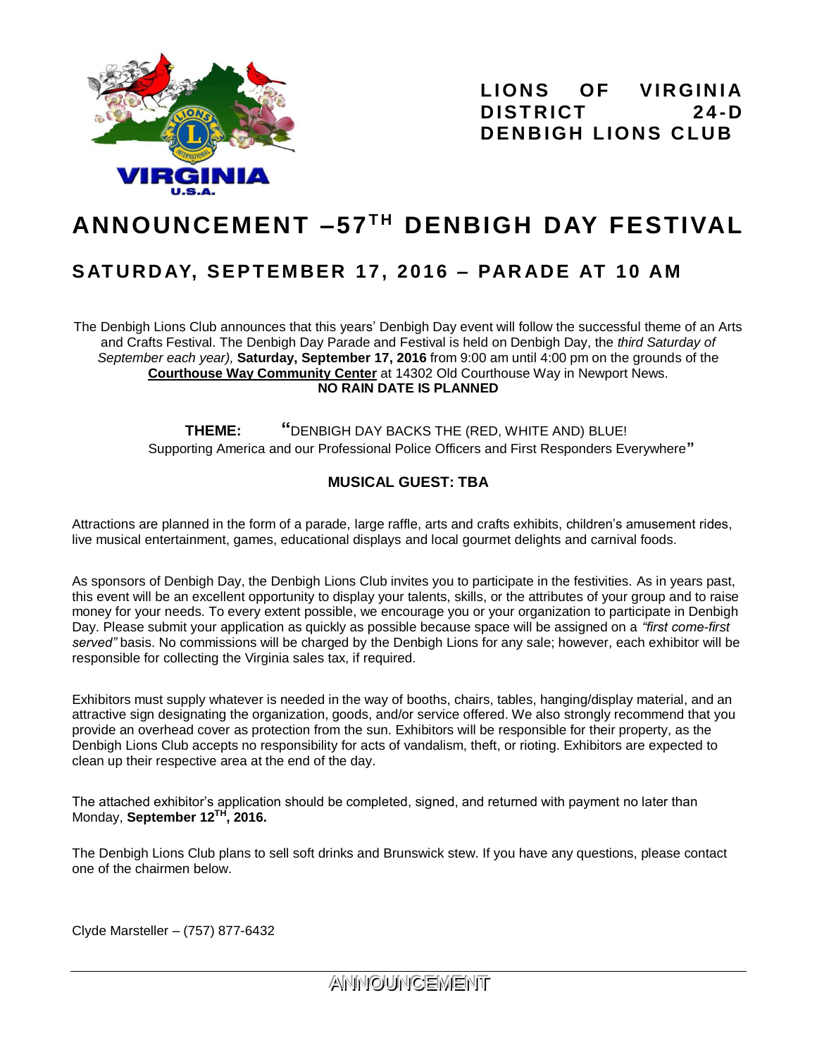**LIONS OF VIRGINIA DISTRICT 24-D DENBIGH LIONS CLUB**

# ANNOUNCEMENT –57TH DENBIGH DAY FESTIVAL

## SATURDAY, SEPTEMBER 17, 2016 – PARADE AT 10 AM

The Denbigh Lions Club announces that this years' Denbigh Day event will follow the successful theme of an Arts and Crafts Festival. The Denbigh Day Parade and Festival is held on Denbigh Day, the *third Saturday of September each year),* **Saturday, September 17, 2016** from 9:00 am until 4:00 pm on the grounds of the **Courthouse Way Community Center** at 14302 Old Courthouse Way in Newport News.
**NO RAIN DATE IS PLANNED**

**THEME:** "DENBIGH DAY BACKS THE (RED, WHITE AND) BLUE!
Supporting America and our Professional Police Officers and First Responders Everywhere"

**MUSICAL GUEST: TBA**

Attractions are planned in the form of a parade, large raffle, arts and crafts exhibits, children's amusement rides, live musical entertainment, games, educational displays and local gourmet delights and carnival foods.

As sponsors of Denbigh Day, the Denbigh Lions Club invites you to participate in the festivities. As in years past, this event will be an excellent opportunity to display your talents, skills, or the attributes of your group and to raise money for your needs. To every extent possible, we encourage you or your organization to participate in Denbigh Day. Please submit your application as quickly as possible because space will be assigned on a *"first come-first served"* basis. No commissions will be charged by the Denbigh Lions for any sale; however, each exhibitor will be responsible for collecting the Virginia sales tax, if required.

Exhibitors must supply whatever is needed in the way of booths, chairs, tables, hanging/display material, and an attractive sign designating the organization, goods, and/or service offered. We also strongly recommend that you provide an overhead cover as protection from the sun. Exhibitors will be responsible for their property, as the Denbigh Lions Club accepts no responsibility for acts of vandalism, theft, or rioting. Exhibitors are expected to clean up their respective area at the end of the day.

The attached exhibitor's application should be completed, signed, and returned with payment no later than Monday, **September 12TH, 2016.**

The Denbigh Lions Club plans to sell soft drinks and Brunswick stew. If you have any questions, please contact one of the chairmen below.

Clyde Marsteller – (757) 877-6432

ANNOUNCEMENT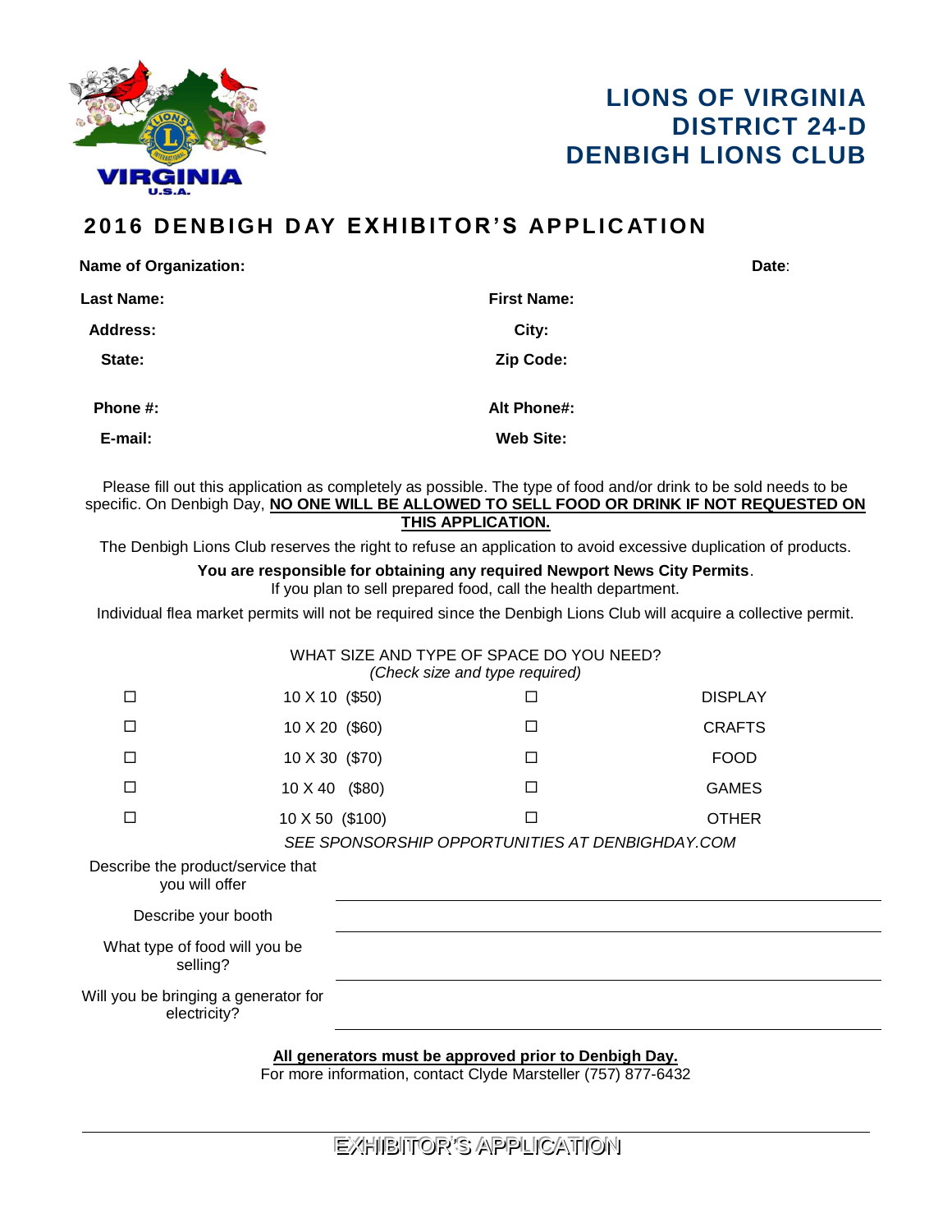# LIONS OF VIRGINIA
# DISTRICT 24-D
# DENBIGH LIONS CLUB

## 2016 DENBIGH DAY EXHIBITOR'S APPLICATION

**Name of Organization:** **Date**:

**Last Name:** **First Name:**

**Address:** **City:**

**State:** **Zip Code:**

**Phone #:** **Alt Phone#:**

**E-mail:** **Web Site:**

Please fill out this application as completely as possible. The type of food and/or drink to be sold needs to be specific. On Denbigh Day, **NO ONE WILL BE ALLOWED TO SELL FOOD OR DRINK IF NOT REQUESTED ON THIS APPLICATION.**

The Denbigh Lions Club reserves the right to refuse an application to avoid excessive duplication of products.

**You are responsible for obtaining any required Newport News City Permits**.
If you plan to sell prepared food, call the health department.

Individual flea market permits will not be required since the Denbigh Lions Club will acquire a collective permit.

WHAT SIZE AND TYPE OF SPACE DO YOU NEED?
*(Check size and type required)*

| | | | |
|---|---|---|---|
| ☐ | 10 X 10 ($50) | ☐ | DISPLAY |
| ☐ | 10 X 20 ($60) | ☐ | CRAFTS |
| ☐ | 10 X 30 ($70) | ☐ | FOOD |
| ☐ | 10 X 40 ($80) | ☐ | GAMES |
| ☐ | 10 X 50 ($100) | ☐ | OTHER |

*SEE SPONSORSHIP OPPORTUNITIES AT DENBIGHDAY.COM*

Describe the product/service that you will offer \_\_\_\_\_\_\_\_\_\_\_\_\_\_\_\_\_\_\_\_

Describe your booth \_\_\_\_\_\_\_\_\_\_\_\_\_\_\_\_\_\_\_\_

What type of food will you be selling? \_\_\_\_\_\_\_\_\_\_\_\_\_\_\_\_\_\_\_\_

Will you be bringing a generator for electricity? \_\_\_\_\_\_\_\_\_\_\_\_\_\_\_\_\_\_\_\_

**All generators must be approved prior to Denbigh Day.**
For more information, contact Clyde Marsteller (757) 877-6432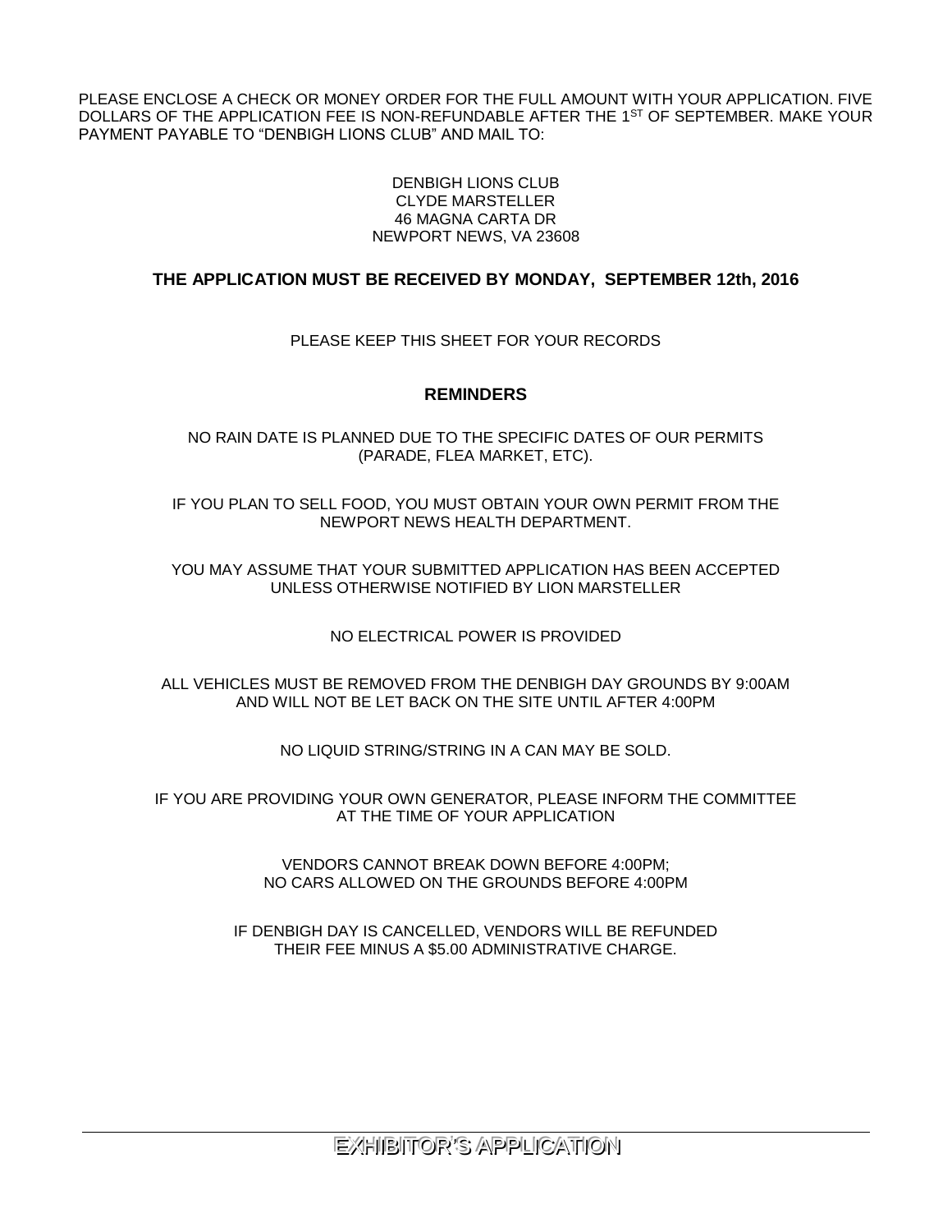PLEASE ENCLOSE A CHECK OR MONEY ORDER FOR THE FULL AMOUNT WITH YOUR APPLICATION. FIVE DOLLARS OF THE APPLICATION FEE IS NON-REFUNDABLE AFTER THE 1ST OF SEPTEMBER. MAKE YOUR PAYMENT PAYABLE TO "DENBIGH LIONS CLUB" AND MAIL TO:

DENBIGH LIONS CLUB
CLYDE MARSTELLER
46 MAGNA CARTA DR
NEWPORT NEWS, VA 23608

**THE APPLICATION MUST BE RECEIVED BY MONDAY, SEPTEMBER 12th, 2016**

PLEASE KEEP THIS SHEET FOR YOUR RECORDS

## REMINDERS

NO RAIN DATE IS PLANNED DUE TO THE SPECIFIC DATES OF OUR PERMITS (PARADE, FLEA MARKET, ETC).

IF YOU PLAN TO SELL FOOD, YOU MUST OBTAIN YOUR OWN PERMIT FROM THE NEWPORT NEWS HEALTH DEPARTMENT.

YOU MAY ASSUME THAT YOUR SUBMITTED APPLICATION HAS BEEN ACCEPTED UNLESS OTHERWISE NOTIFIED BY LION MARSTELLER

NO ELECTRICAL POWER IS PROVIDED

ALL VEHICLES MUST BE REMOVED FROM THE DENBIGH DAY GROUNDS BY 9:00AM AND WILL NOT BE LET BACK ON THE SITE UNTIL AFTER 4:00PM

NO LIQUID STRING/STRING IN A CAN MAY BE SOLD.

IF YOU ARE PROVIDING YOUR OWN GENERATOR, PLEASE INFORM THE COMMITTEE AT THE TIME OF YOUR APPLICATION

VENDORS CANNOT BREAK DOWN BEFORE 4:00PM;
NO CARS ALLOWED ON THE GROUNDS BEFORE 4:00PM

IF DENBIGH DAY IS CANCELLED, VENDORS WILL BE REFUNDED THEIR FEE MINUS A $5.00 ADMINISTRATIVE CHARGE.

EXHIBITOR'S APPLICATION